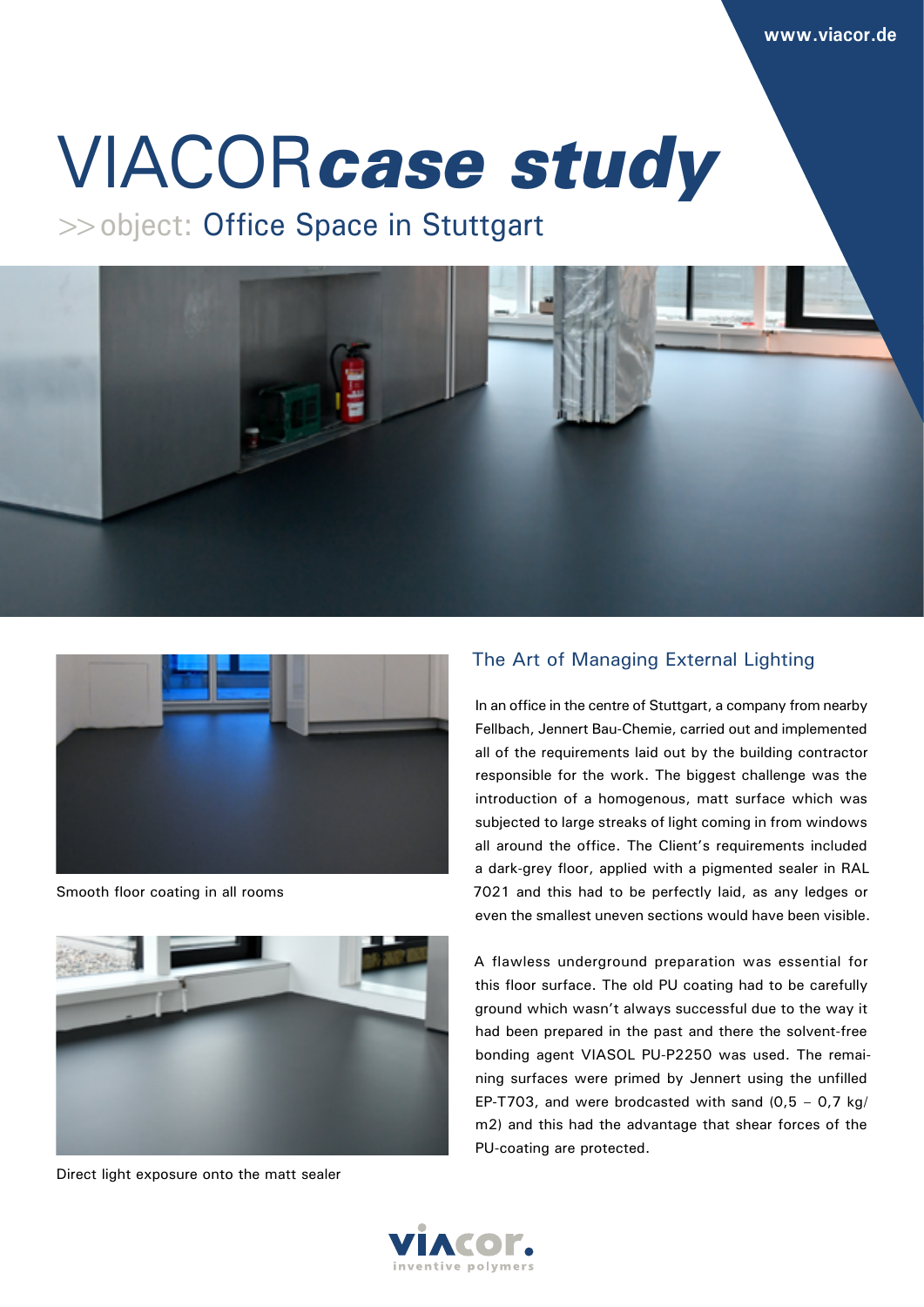www.viacor.de

# VIACOR*case study*

>> object: Office Space in Stuttgart

Smooth floor coating in all rooms

Direct light exposure onto the matt sealer

## The Art of Managing External Lighting

In an office in the centre of Stuttgart, a company from nearby Fellbach, Jennert Bau-Chemie, carried out and implemented all of the requirements laid out by the building contractor responsible for the work. The biggest challenge was the introduction of a homogenous, matt surface which was subjected to large streaks of light coming in from windows all around the office. The Client's requirements included a dark-grey floor, applied with a pigmented sealer in RAL 7021 and this had to be perfectly laid, as any ledges or even the smallest uneven sections would have been visible.

A flawless underground preparation was essential for this floor surface. The old PU coating had to be carefully ground which wasn't always successful due to the way it had been prepared in the past and there the solvent-free bonding agent VIASOL PU-P2250 was used. The remaining surfaces were primed by Jennert using the unfilled EP-T703, and were brodcasted with sand (0,5 – 0,7 kg/m2) and this had the advantage that shear forces of the PU-coating are protected.

viacor.
inventive polymers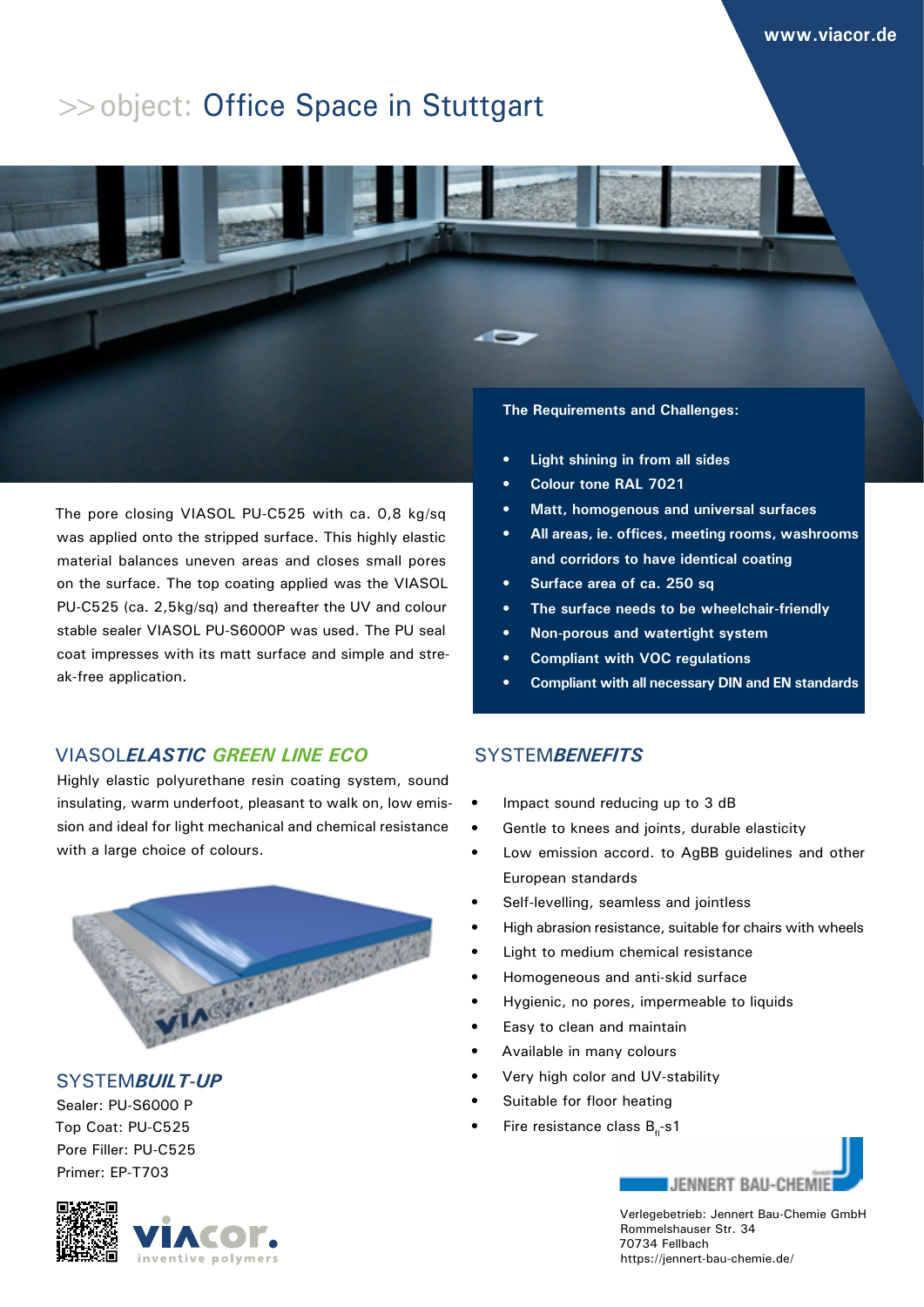www.viacor.de

# >> object: Office Space in Stuttgart

The pore closing VIASOL PU-C525 with ca. 0,8 kg/sq was applied onto the stripped surface. This highly elastic material balances uneven areas and closes small pores on the surface. The top coating applied was the VIASOL PU-C525 (ca. 2,5kg/sq) and thereafter the UV and colour stable sealer VIASOL PU-S6000P was used. The PU seal coat impresses with its matt surface and simple and streak-free application.

**The Requirements and Challenges:**

- **Light shining in from all sides**
- **Colour tone RAL 7021**
- **Matt, homogenous and universal surfaces**
- **All areas, ie. offices, meeting rooms, washrooms and corridors to have identical coating**
- **Surface area of ca. 250 sq**
- **The surface needs to be wheelchair-friendly**
- **Non-porous and watertight system**
- **Compliant with VOC regulations**
- **Compliant with all necessary DIN and EN standards**

## VIASOL*ELASTIC GREEN LINE ECO*

Highly elastic polyurethane resin coating system, sound insulating, warm underfoot, pleasant to walk on, low emission and ideal for light mechanical and chemical resistance with a large choice of colours.

## SYSTEM*BUILT-UP*

Sealer: PU-S6000 P
Top Coat: PU-C525
Pore Filler: PU-C525
Primer: EP-T703

## SYSTEM*BENEFITS*

- Impact sound reducing up to 3 dB
- Gentle to knees and joints, durable elasticity
- Low emission accord. to AgBB guidelines and other European standards
- Self-levelling, seamless and jointless
- High abrasion resistance, suitable for chairs with wheels
- Light to medium chemical resistance
- Homogeneous and anti-skid surface
- Hygienic, no pores, impermeable to liquids
- Easy to clean and maintain
- Available in many colours
- Very high color and UV-stability
- Suitable for floor heating
- Fire resistance class $B_{fl}$-s1

viacor. inventive polymers

JENNERT BAU-CHEMIE

Verlegebetrieb: Jennert Bau-Chemie GmbH
Rommelshauser Str. 34
70734 Fellbach
https://jennert-bau-chemie.de/